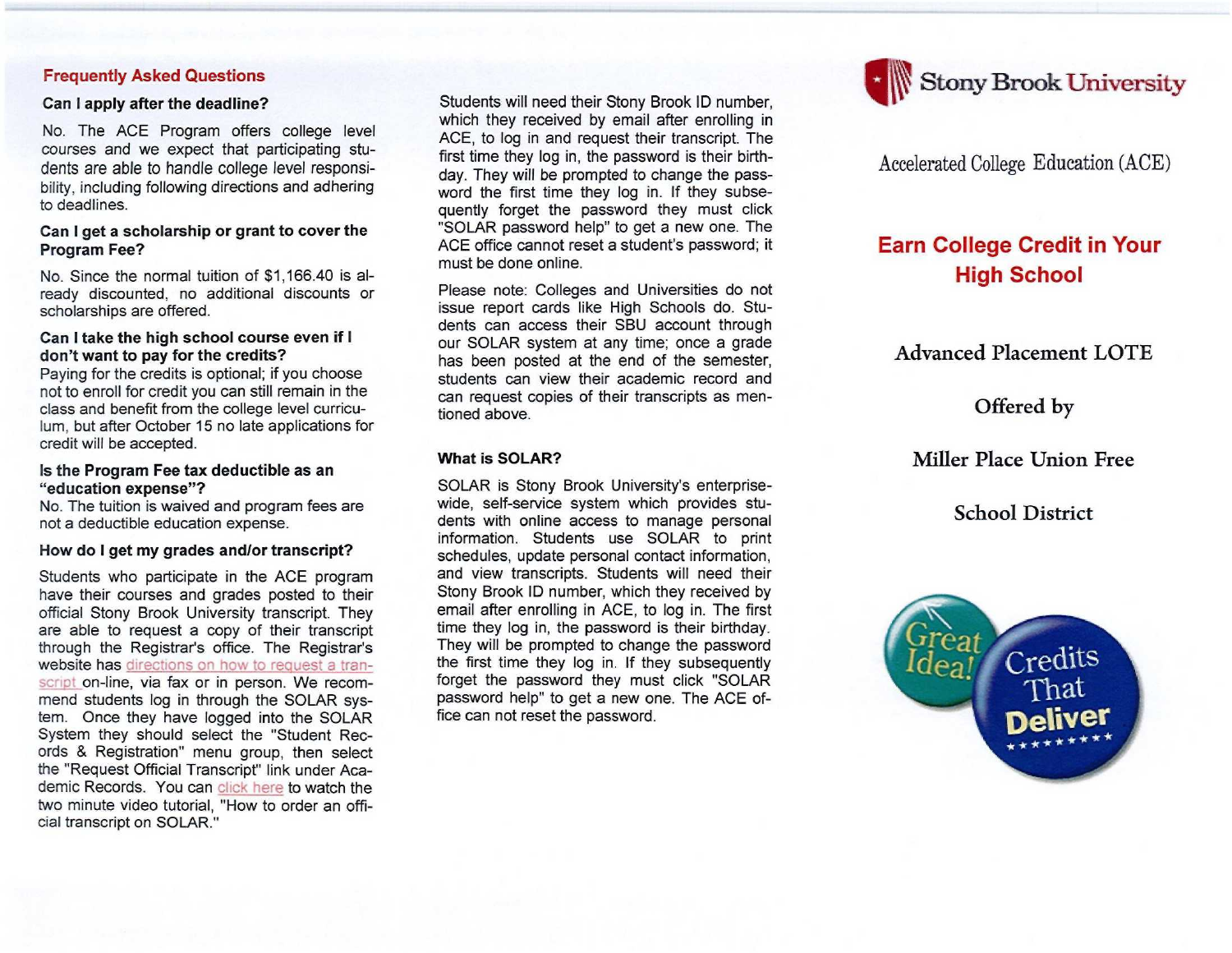## Frequently Asked Questions

### Can I apply after the deadline?

No. The ACE Program offers college level courses and we expect that participating students are able to handle college level responsibility, including following directions and adhering to deadlines.

### Can I get a scholarship or grant to cover the Program Fee?

No. Since the normal tuition of $1,166.40 is already discounted, no additional discounts or scholarships are offered.

### Can I take the high school course even if I don't want to pay for the credits?

Paying for the credits is optional; if you choose not to enroll for credit you can still remain in the class and benefit from the college level curriculum, but after October 15 no late applications for credit will be accepted.

### Is the Program Fee tax deductible as an "education expense"?

No. The tuition is waived and program fees are not a deductible education expense.

### How do I get my grades and/or transcript?

Students who participate in the ACE program have their courses and grades posted to their official Stony Brook University transcript. They are able to request a copy of their transcript through the Registrar's office. The Registrar's website has directions on how to request a transcript on-line, via fax or in person. We recommend students log in through the SOLAR system. Once they have logged into the SOLAR System they should select the "Student Records & Registration" menu group, then select the "Request Official Transcript" link under Academic Records. You can click here to watch the two minute video tutorial, "How to order an official transcript on SOLAR."

Students will need their Stony Brook ID number, which they received by email after enrolling in ACE, to log in and request their transcript. The first time they log in, the password is their birthday. They will be prompted to change the password the first time they log in. If they subsequently forget the password they must click "SOLAR password help" to get a new one. The ACE office cannot reset a student's password; it must be done online.

Please note: Colleges and Universities do not issue report cards like High Schools do. Students can access their SBU account through our SOLAR system at any time; once a grade has been posted at the end of the semester, students can view their academic record and can request copies of their transcripts as mentioned above.

### What is SOLAR?

SOLAR is Stony Brook University's enterprise-wide, self-service system which provides students with online access to manage personal information. Students use SOLAR to print schedules, update personal contact information, and view transcripts. Students will need their Stony Brook ID number, which they received by email after enrolling in ACE, to log in. The first time they log in, the password is their birthday. They will be prompted to change the password the first time they log in. If they subsequently forget the password they must click "SOLAR password help" to get a new one. The ACE office can not reset the password.

---

Stony Brook University

Accelerated College Education (ACE)

## Earn College Credit in Your High School

Advanced Placement LOTE

Offered by

Miller Place Union Free

School District

Great Idea!

Credits That Deliver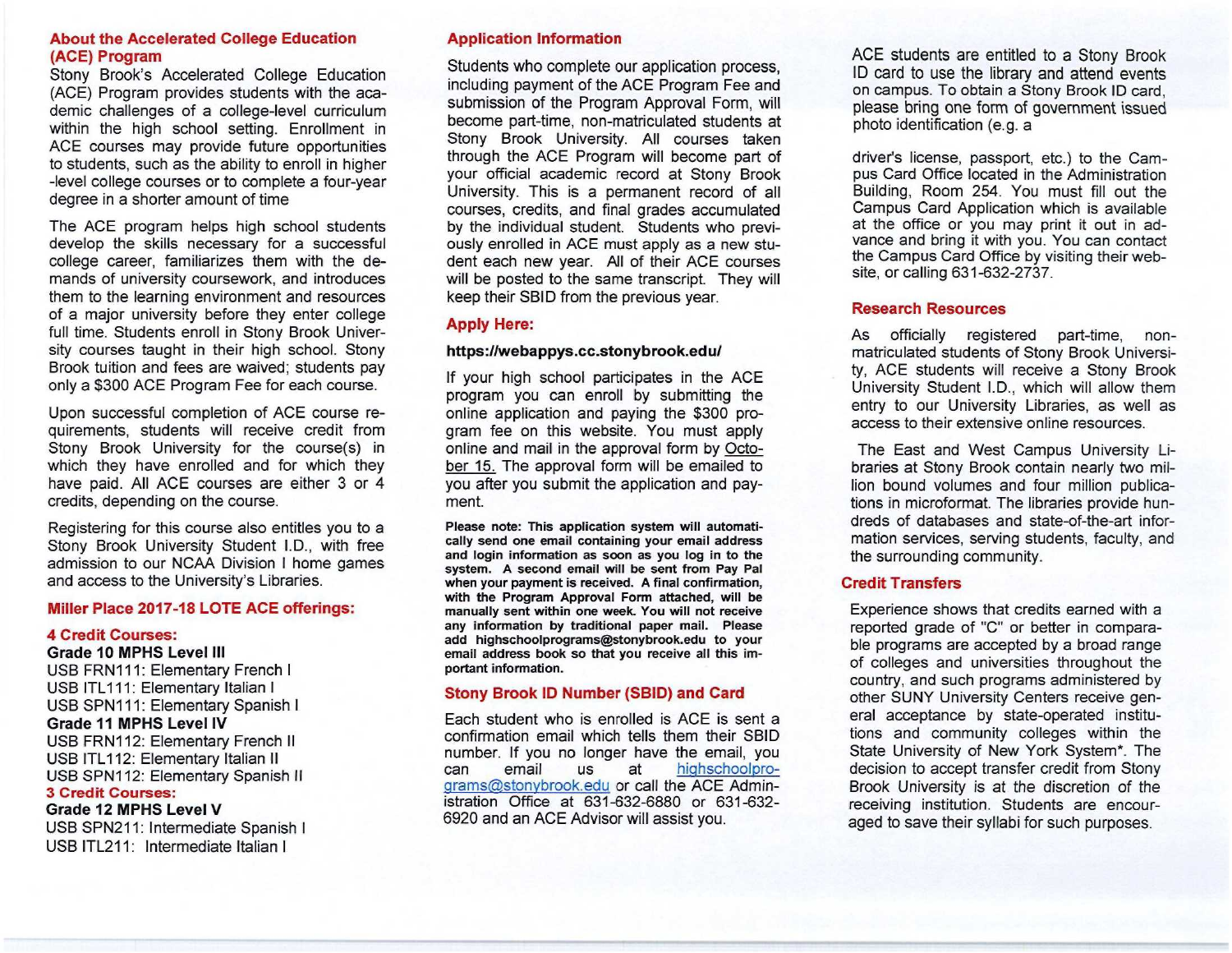## About the Accelerated College Education (ACE) Program

Stony Brook's Accelerated College Education (ACE) Program provides students with the academic challenges of a college-level curriculum within the high school setting. Enrollment in ACE courses may provide future opportunities to students, such as the ability to enroll in higher-level college courses or to complete a four-year degree in a shorter amount of time

The ACE program helps high school students develop the skills necessary for a successful college career, familiarizes them with the demands of university coursework, and introduces them to the learning environment and resources of a major university before they enter college full time. Students enroll in Stony Brook University courses taught in their high school. Stony Brook tuition and fees are waived; students pay only a $300 ACE Program Fee for each course.

Upon successful completion of ACE course requirements, students will receive credit from Stony Brook University for the course(s) in which they have enrolled and for which they have paid. All ACE courses are either 3 or 4 credits, depending on the course.

Registering for this course also entitles you to a Stony Brook University Student I.D., with free admission to our NCAA Division I home games and access to the University's Libraries.

## Miller Place 2017-18 LOTE ACE offerings:

### 4 Credit Courses:

**Grade 10 MPHS Level III**

USB FRN111: Elementary French I
USB ITL111: Elementary Italian I
USB SPN111: Elementary Spanish I

**Grade 11 MPHS Level IV**

USB FRN112: Elementary French II
USB ITL112: Elementary Italian II
USB SPN112: Elementary Spanish II

### 3 Credit Courses:

**Grade 12 MPHS Level V**

USB SPN211: Intermediate Spanish I
USB ITL211: Intermediate Italian I

## Application Information

Students who complete our application process, including payment of the ACE Program Fee and submission of the Program Approval Form, will become part-time, non-matriculated students at Stony Brook University. All courses taken through the ACE Program will become part of your official academic record at Stony Brook University. This is a permanent record of all courses, credits, and final grades accumulated by the individual student. Students who previously enrolled in ACE must apply as a new student each new year. All of their ACE courses will be posted to the same transcript. They will keep their SBID from the previous year.

## Apply Here:

**https://webappys.cc.stonybrook.edu/**

If your high school participates in the ACE program you can enroll by submitting the online application and paying the $300 program fee on this website. You must apply online and mail in the approval form by October 15. The approval form will be emailed to you after you submit the application and payment.

**Please note: This application system will automatically send one email containing your email address and login information as soon as you log in to the system. A second email will be sent from Pay Pal when your payment is received. A final confirmation, with the Program Approval Form attached, will be manually sent within one week. You will not receive any information by traditional paper mail. Please add highschoolprograms@stonybrook.edu to your email address book so that you receive all this important information.**

## Stony Brook ID Number (SBID) and Card

Each student who is enrolled is ACE is sent a confirmation email which tells them their SBID number. If you no longer have the email, you can email us at highschoolprograms@stonybrook.edu or call the ACE Administration Office at 631-632-6880 or 631-632-6920 and an ACE Advisor will assist you.

ACE students are entitled to a Stony Brook ID card to use the library and attend events on campus. To obtain a Stony Brook ID card, please bring one form of government issued photo identification (e.g. a

driver's license, passport, etc.) to the Campus Card Office located in the Administration Building, Room 254. You must fill out the Campus Card Application which is available at the office or you may print it out in advance and bring it with you. You can contact the Campus Card Office by visiting their website, or calling 631-632-2737.

## Research Resources

As officially registered part-time, non-matriculated students of Stony Brook University, ACE students will receive a Stony Brook University Student I.D., which will allow them entry to our University Libraries, as well as access to their extensive online resources.

The East and West Campus University Libraries at Stony Brook contain nearly two million bound volumes and four million publications in microformat. The libraries provide hundreds of databases and state-of-the-art information services, serving students, faculty, and the surrounding community.

## Credit Transfers

Experience shows that credits earned with a reported grade of "C" or better in comparable programs are accepted by a broad range of colleges and universities throughout the country, and such programs administered by other SUNY University Centers receive general acceptance by state-operated institutions and community colleges within the State University of New York System*. The decision to accept transfer credit from Stony Brook University is at the discretion of the receiving institution. Students are encouraged to save their syllabi for such purposes.